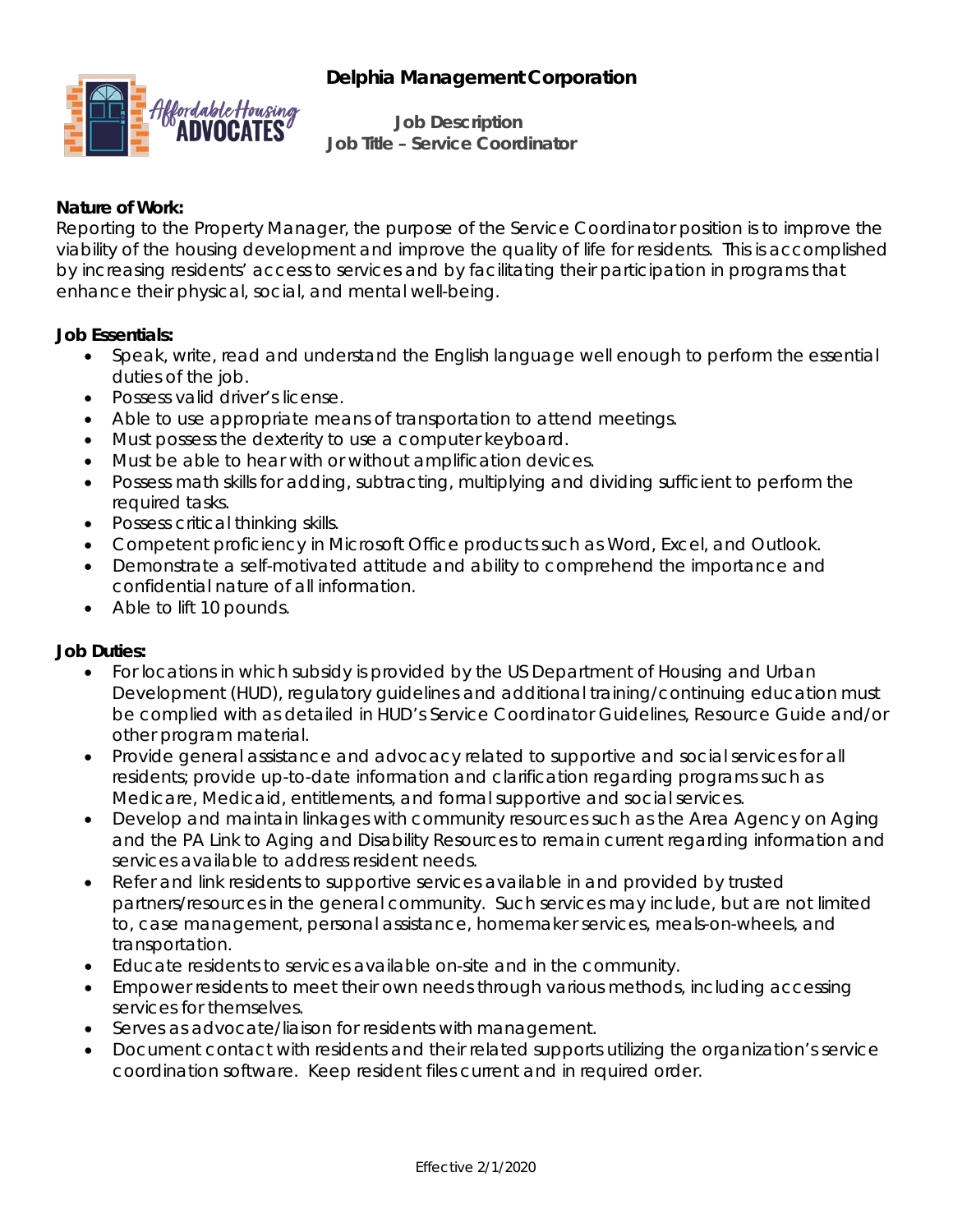# Delphia Management Corporation

**Job Description**
**Job Title – Service Coordinator**

**Nature of Work:**
Reporting to the Property Manager, the purpose of the Service Coordinator position is to improve the viability of the housing development and improve the quality of life for residents. This is accomplished by increasing residents' access to services and by facilitating their participation in programs that enhance their physical, social, and mental well-being.

**Job Essentials:**

- Speak, write, read and understand the English language well enough to perform the essential duties of the job.
- Possess valid driver's license.
- Able to use appropriate means of transportation to attend meetings.
- Must possess the dexterity to use a computer keyboard.
- Must be able to hear with or without amplification devices.
- Possess math skills for adding, subtracting, multiplying and dividing sufficient to perform the required tasks.
- Possess critical thinking skills.
- Competent proficiency in Microsoft Office products such as Word, Excel, and Outlook.
- Demonstrate a self-motivated attitude and ability to comprehend the importance and confidential nature of all information.
- Able to lift 10 pounds.

**Job Duties:**

- For locations in which subsidy is provided by the US Department of Housing and Urban Development (HUD), regulatory guidelines and additional training/continuing education must be complied with as detailed in HUD's Service Coordinator Guidelines, Resource Guide and/or other program material.
- Provide general assistance and advocacy related to supportive and social services for all residents; provide up-to-date information and clarification regarding programs such as Medicare, Medicaid, entitlements, and formal supportive and social services.
- Develop and maintain linkages with community resources such as the Area Agency on Aging and the PA Link to Aging and Disability Resources to remain current regarding information and services available to address resident needs.
- Refer and link residents to supportive services available in and provided by trusted partners/resources in the general community. Such services may include, but are not limited to, case management, personal assistance, homemaker services, meals-on-wheels, and transportation.
- Educate residents to services available on-site and in the community.
- Empower residents to meet their own needs through various methods, including accessing services for themselves.
- Serves as advocate/liaison for residents with management.
- Document contact with residents and their related supports utilizing the organization's service coordination software. Keep resident files current and in required order.

Effective 2/1/2020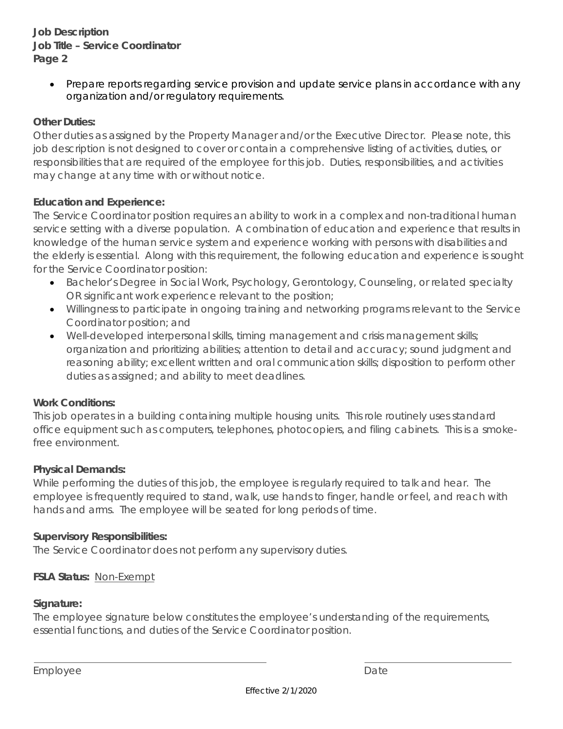- Prepare reports regarding service provision and update service plans in accordance with any organization and/or regulatory requirements.

**Other Duties:**

Other duties as assigned by the Property Manager and/or the Executive Director. Please note, this job description is not designed to cover or contain a comprehensive listing of activities, duties, or responsibilities that are required of the employee for this job. Duties, responsibilities, and activities may change at any time with or without notice.

**Education and Experience:**

The Service Coordinator position requires an ability to work in a complex and non-traditional human service setting with a diverse population. A combination of education and experience that results in knowledge of the human service system and experience working with persons with disabilities and the elderly is essential. Along with this requirement, the following education and experience is sought for the Service Coordinator position:

- Bachelor's Degree in Social Work, Psychology, Gerontology, Counseling, or related specialty OR significant work experience relevant to the position;
- Willingness to participate in ongoing training and networking programs relevant to the Service Coordinator position; and
- Well-developed interpersonal skills, timing management and crisis management skills; organization and prioritizing abilities; attention to detail and accuracy; sound judgment and reasoning ability; excellent written and oral communication skills; disposition to perform other duties as assigned; and ability to meet deadlines.

**Work Conditions:**

This job operates in a building containing multiple housing units. This role routinely uses standard office equipment such as computers, telephones, photocopiers, and filing cabinets. This is a smoke-free environment.

**Physical Demands:**

While performing the duties of this job, the employee is regularly required to talk and hear. The employee is frequently required to stand, walk, use hands to finger, handle or feel, and reach with hands and arms. The employee will be seated for long periods of time.

**Supervisory Responsibilities:**

The Service Coordinator does not perform any supervisory duties.

**FSLA Status:** <u>Non-Exempt</u>

**Signature:**

The employee signature below constitutes the employee's understanding of the requirements, essential functions, and duties of the Service Coordinator position.

\_\_\_\_\_\_\_\_\_\_\_\_\_\_\_\_\_\_\_\_\_\_\_\_\_\_\_\_\_\_\_\_\_\_\_\_ \_\_\_\_\_\_\_\_\_\_\_\_\_\_\_\_\_\_\_\_\_\_\_\_

Employee Date

Effective 2/1/2020